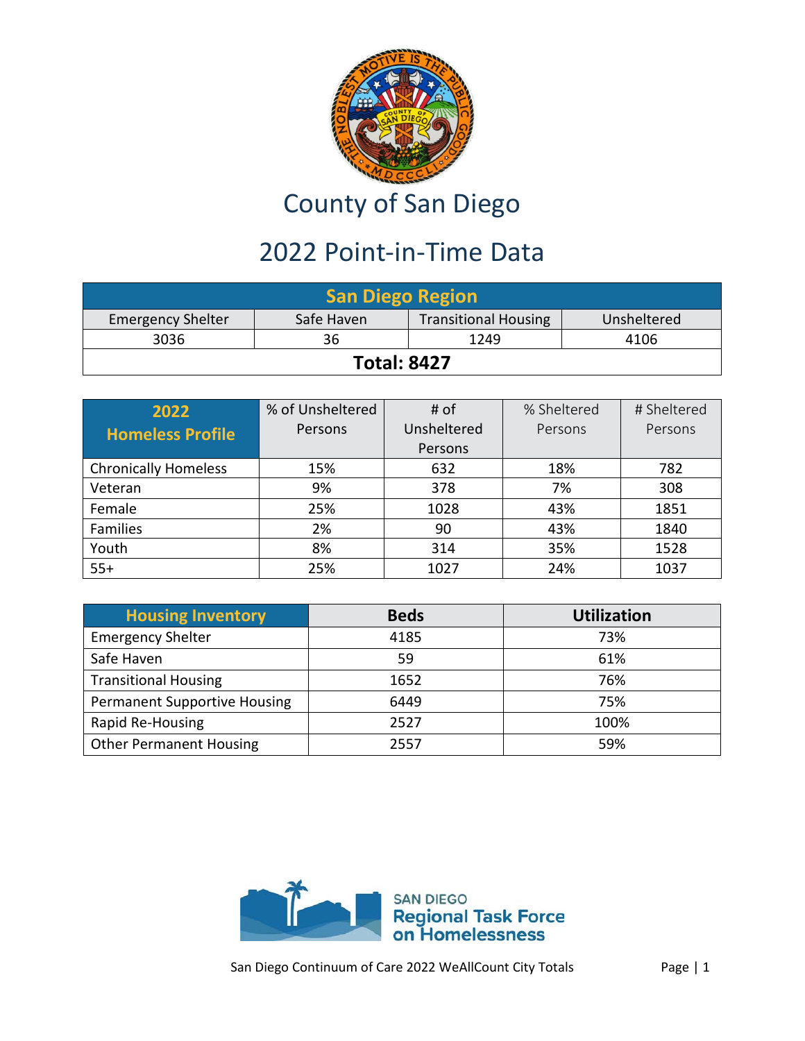# County of San Diego

## 2022 Point-in-Time Data

| San Diego Region | | | |
|---|---|---|---|
| Emergency Shelter | Safe Haven | Transitional Housing | Unsheltered |
| 3036 | 36 | 1249 | 4106 |
| **Total: 8427** | | | |

| 2022 Homeless Profile | % of Unsheltered Persons | # of Unsheltered Persons | % Sheltered Persons | # Sheltered Persons |
|---|---|---|---|---|
| Chronically Homeless | 15% | 632 | 18% | 782 |
| Veteran | 9% | 378 | 7% | 308 |
| Female | 25% | 1028 | 43% | 1851 |
| Families | 2% | 90 | 43% | 1840 |
| Youth | 8% | 314 | 35% | 1528 |
| 55+ | 25% | 1027 | 24% | 1037 |

| Housing Inventory | Beds | Utilization |
|---|---|---|
| Emergency Shelter | 4185 | 73% |
| Safe Haven | 59 | 61% |
| Transitional Housing | 1652 | 76% |
| Permanent Supportive Housing | 6449 | 75% |
| Rapid Re-Housing | 2527 | 100% |
| Other Permanent Housing | 2557 | 59% |

SAN DIEGO Regional Task Force on Homelessness

San Diego Continuum of Care 2022 WeAllCount City Totals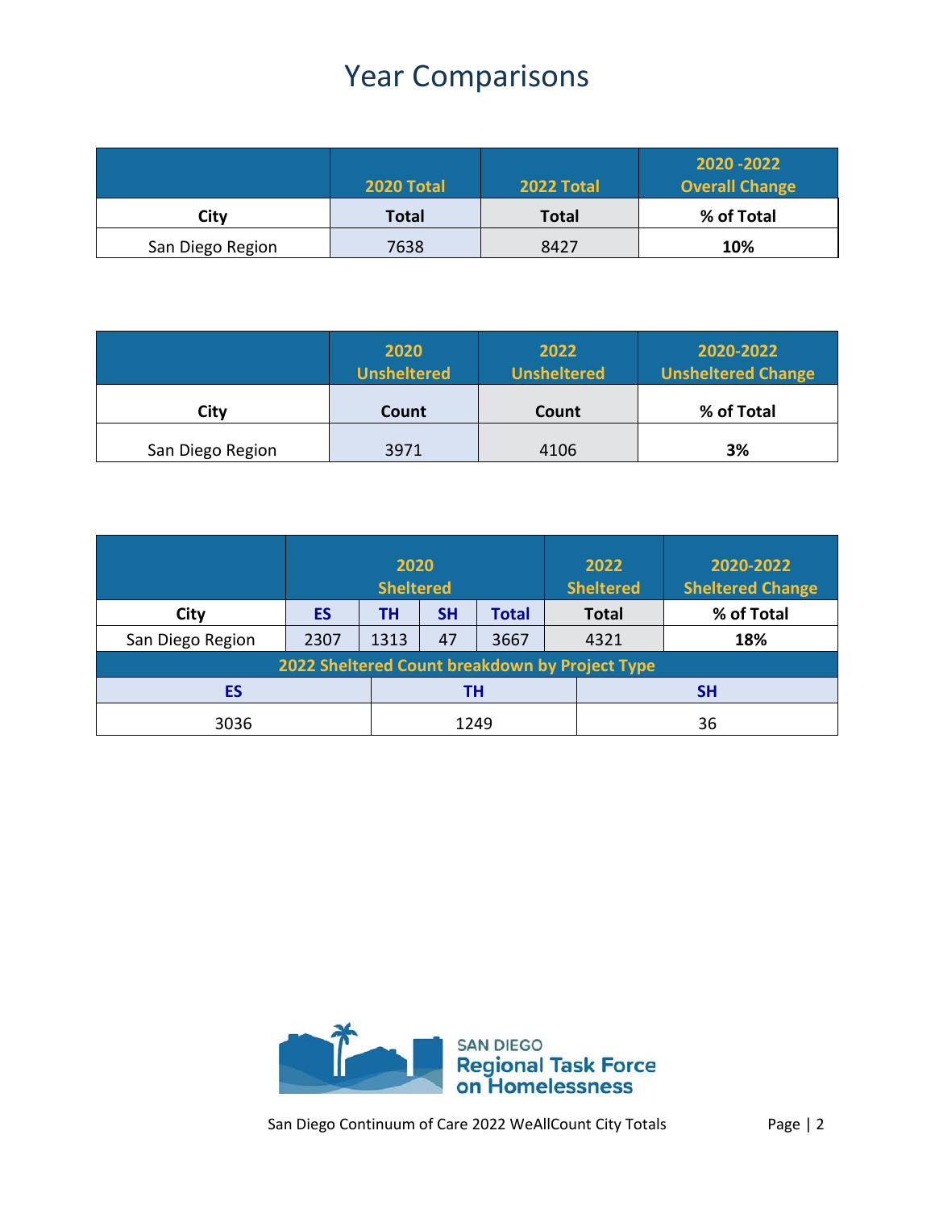# Year Comparisons

| | 2020 Total | 2022 Total | 2020 -2022 Overall Change |
|---|---|---|---|
| **City** | **Total** | **Total** | **% of Total** |
| San Diego Region | 7638 | 8427 | **10%** |

| | 2020 Unsheltered | 2022 Unsheltered | 2020-2022 Unsheltered Change |
|---|---|---|---|
| **City** | **Count** | **Count** | **% of Total** |
| San Diego Region | 3971 | 4106 | **3%** |

| | 2020 Sheltered | | | | 2022 Sheltered | 2020-2022 Sheltered Change |
|---|---|---|---|---|---|---|
| **City** | **ES** | **TH** | **SH** | **Total** | **Total** | **% of Total** |
| San Diego Region | 2307 | 1313 | 47 | 3667 | 4321 | **18%** |

**2022 Sheltered Count breakdown by Project Type**

| ES | TH | SH |
|---|---|---|
| 3036 | 1249 | 36 |

San Diego Regional Task Force on Homelessness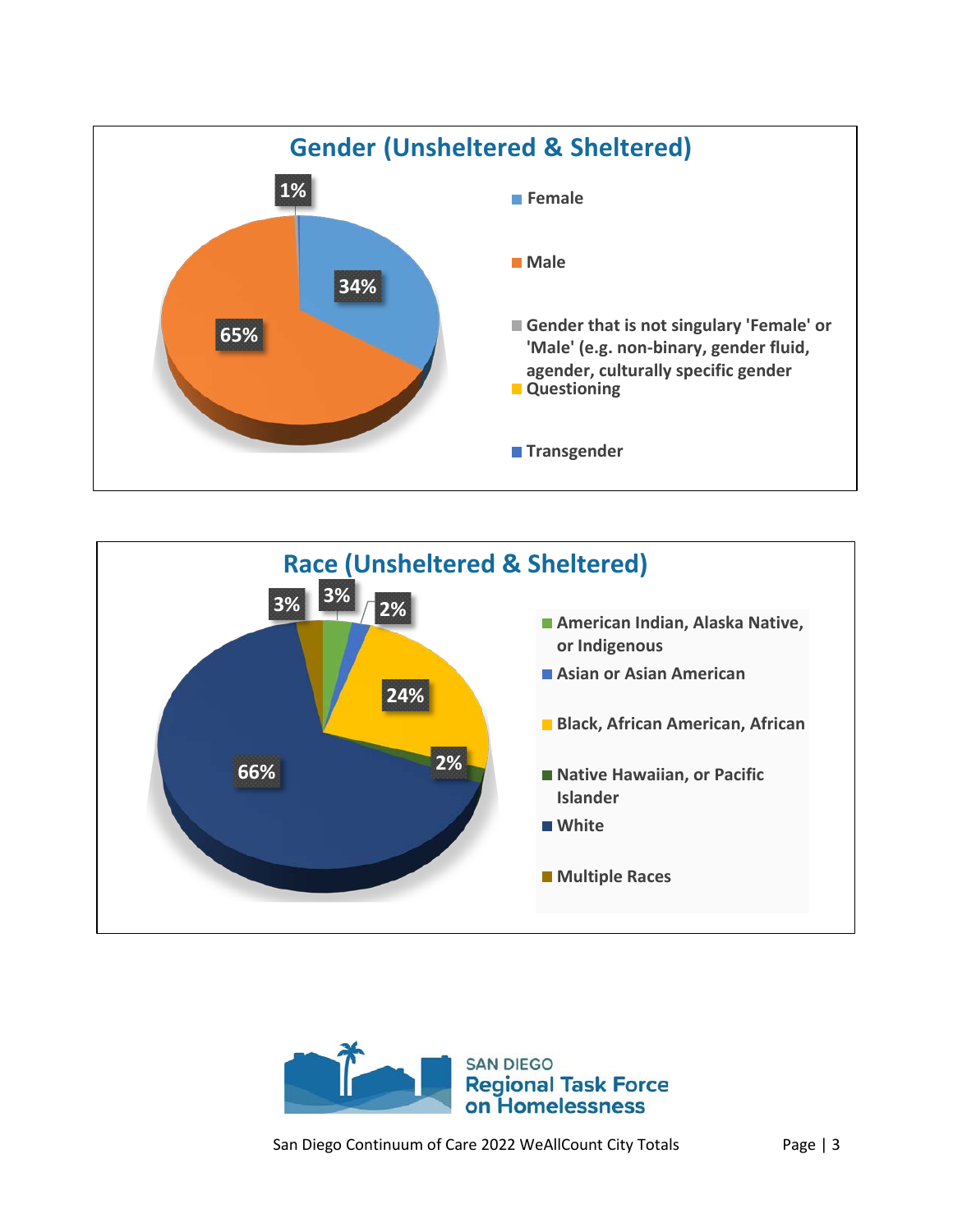## Gender (Unsheltered & Sheltered)

- Female: 34%
- Male: 65%
- Gender that is not singularly 'Female' or 'Male' (e.g. non-binary, gender fluid, agender, culturally specific gender: 1%
- Questioning
- Transgender

## Race (Unsheltered & Sheltered)

- American Indian, Alaska Native, or Indigenous: 3%
- Asian or Asian American: 2%
- Black, African American, African: 24%
- Native Hawaiian, or Pacific Islander: 2%
- White: 66%
- Multiple Races: 3%

SAN DIEGO
Regional Task Force on Homelessness

San Diego Continuum of Care 2022 WeAllCount City Totals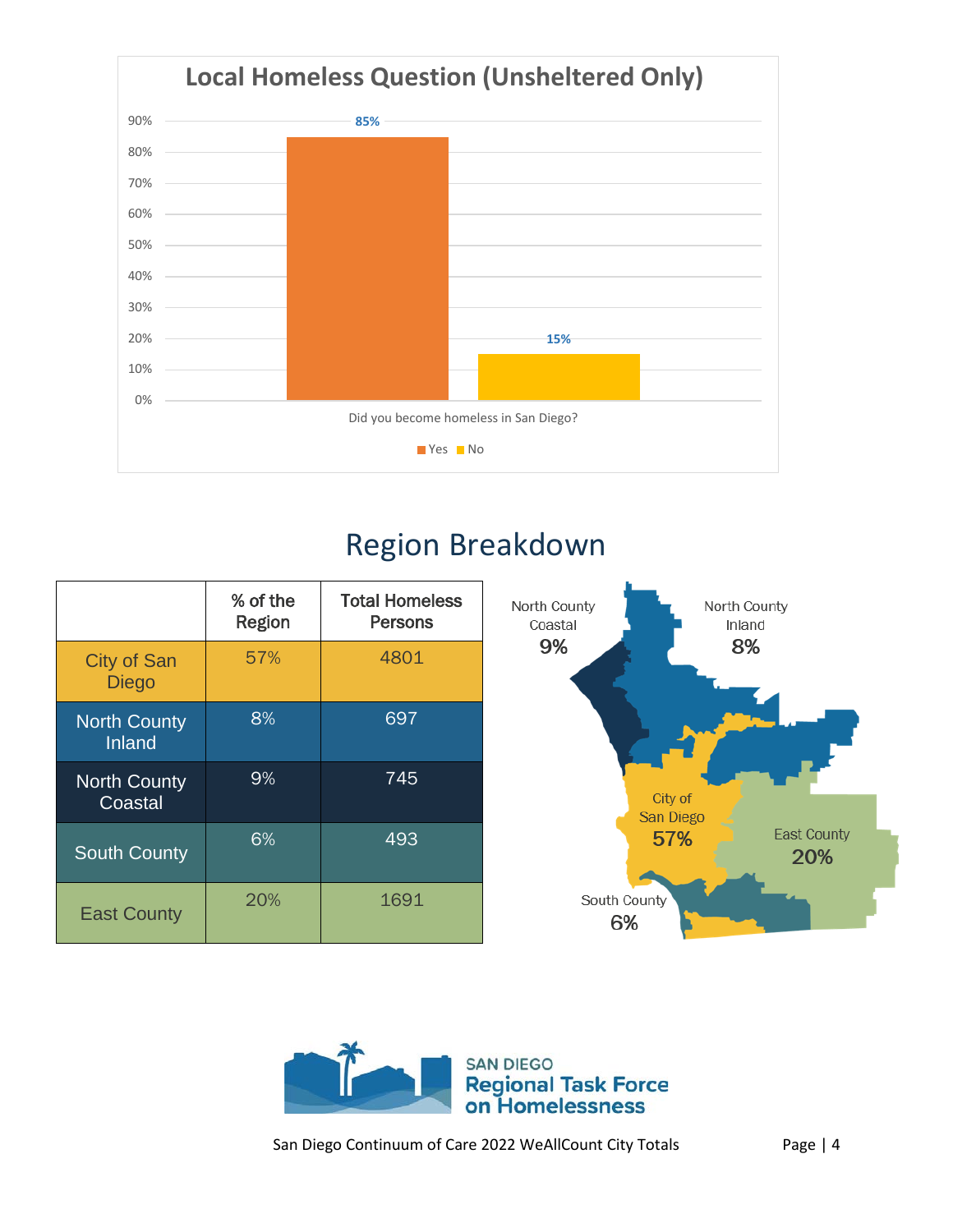## Local Homeless Question (Unsheltered Only)

85%

15%

Did you become homeless in San Diego?

Yes No

## Region Breakdown

| | % of the Region | Total Homeless Persons |
|---|---|---|
| City of San Diego | 57% | 4801 |
| North County Inland | 8% | 697 |
| North County Coastal | 9% | 745 |
| South County | 6% | 493 |
| East County | 20% | 1691 |

North County Coastal 9%

North County Inland 8%

City of San Diego 57%

East County 20%

South County 6%

SAN DIEGO Regional Task Force on Homelessness